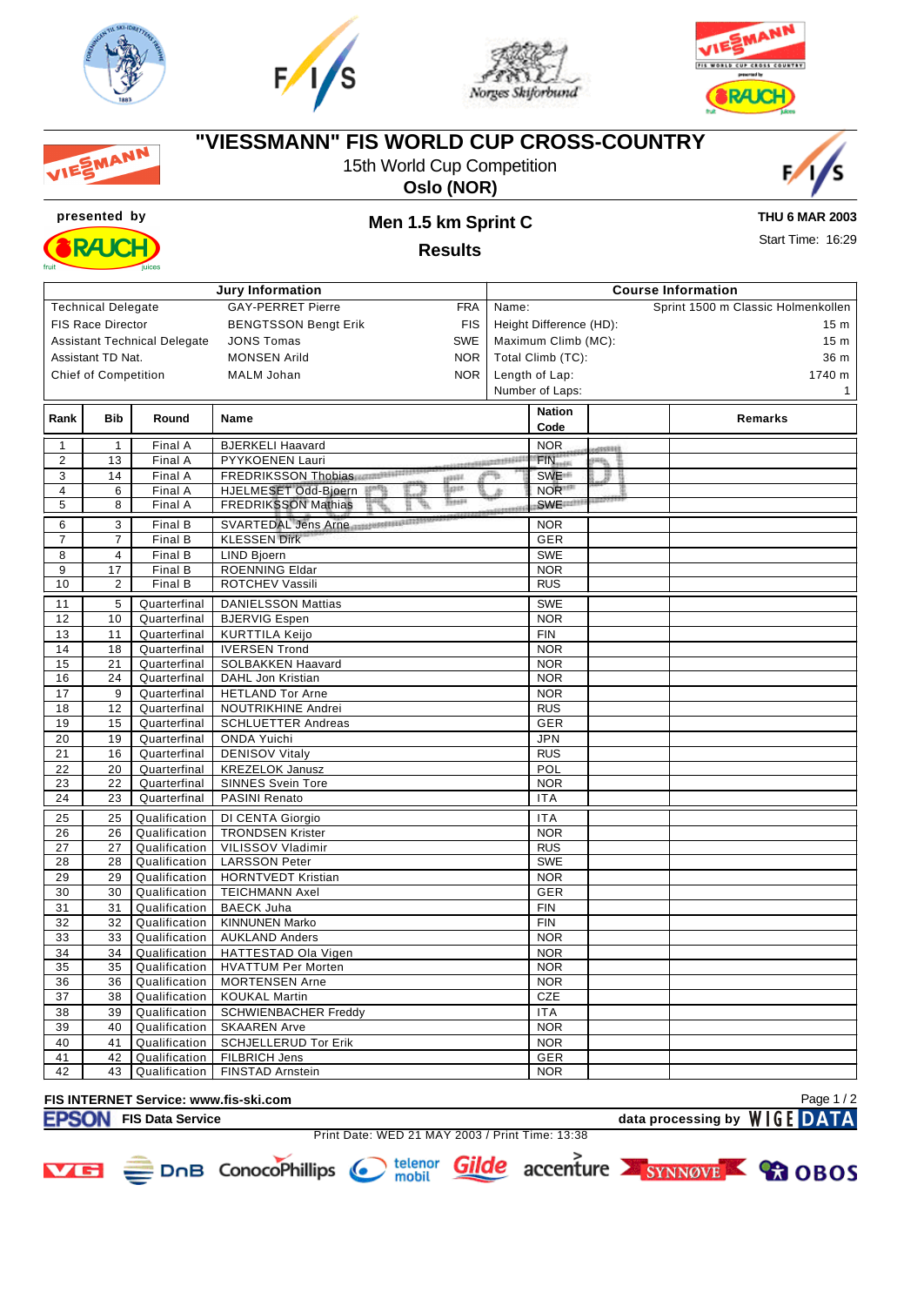# "VIESSMANN" FIS WORLD CUP CROSS-COUNTRY

15th World Cup Competition

**Oslo (NOR)**

presented by

## Men 1.5 km Sprint C

### Results

**THU 6 MAR 2003**

Start Time: 16:29

| Jury Information | | | Course Information | |
|---|---|---|---|---|
| Technical Delegate | GAY-PERRET Pierre | FRA | Name: | Sprint 1500 m Classic Holmenkollen |
| FIS Race Director | BENGTSSON Bengt Erik | FIS | Height Difference (HD): | 15 m |
| Assistant Technical Delegate | JONS Tomas | SWE | Maximum Climb (MC): | 15 m |
| Assistant TD Nat. | MONSEN Arild | NOR | Total Climb (TC): | 36 m |
| Chief of Competition | MALM Johan | NOR | Length of Lap: | 1740 m |
| | | | Number of Laps: | 1 |

| Rank | Bib | Round | Name | Nation Code | | Remarks |
|---|---|---|---|---|---|---|
| 1 | 1 | Final A | BJERKELI Haavard | NOR | | |
| 2 | 13 | Final A | PYYKOENEN Lauri | FIN | | |
| 3 | 14 | Final A | FREDRIKSSON Thobias | SWE | | |
| 4 | 6 | Final A | HJELMESET Odd-Bjoern | NOR | | |
| 5 | 8 | Final A | FREDRIKSSON Mathias | SWE | | |
| 6 | 3 | Final B | SVARTEDAL Jens Arne | NOR | | |
| 7 | 7 | Final B | KLESSEN Dirk | GER | | |
| 8 | 4 | Final B | LIND Bjoern | SWE | | |
| 9 | 17 | Final B | ROENNING Eldar | NOR | | |
| 10 | 2 | Final B | ROTCHEV Vassili | RUS | | |
| 11 | 5 | Quarterfinal | DANIELSSON Mattias | SWE | | |
| 12 | 10 | Quarterfinal | BJERVIG Espen | NOR | | |
| 13 | 11 | Quarterfinal | KURTTILA Keijo | FIN | | |
| 14 | 18 | Quarterfinal | IVERSEN Trond | NOR | | |
| 15 | 21 | Quarterfinal | SOLBAKKEN Haavard | NOR | | |
| 16 | 24 | Quarterfinal | DAHL Jon Kristian | NOR | | |
| 17 | 9 | Quarterfinal | HETLAND Tor Arne | NOR | | |
| 18 | 12 | Quarterfinal | NOUTRIKHINE Andrei | RUS | | |
| 19 | 15 | Quarterfinal | SCHLUETTER Andreas | GER | | |
| 20 | 19 | Quarterfinal | ONDA Yuichi | JPN | | |
| 21 | 16 | Quarterfinal | DENISOV Vitaly | RUS | | |
| 22 | 20 | Quarterfinal | KREZELOK Janusz | POL | | |
| 23 | 22 | Quarterfinal | SINNES Svein Tore | NOR | | |
| 24 | 23 | Quarterfinal | PASINI Renato | ITA | | |
| 25 | 25 | Qualification | DI CENTA Giorgio | ITA | | |
| 26 | 26 | Qualification | TRONDSEN Krister | NOR | | |
| 27 | 27 | Qualification | VILISSOV Vladimir | RUS | | |
| 28 | 28 | Qualification | LARSSON Peter | SWE | | |
| 29 | 29 | Qualification | HORNTVEDT Kristian | NOR | | |
| 30 | 30 | Qualification | TEICHMANN Axel | GER | | |
| 31 | 31 | Qualification | BAECK Juha | FIN | | |
| 32 | 32 | Qualification | KINNUNEN Marko | FIN | | |
| 33 | 33 | Qualification | AUKLAND Anders | NOR | | |
| 34 | 34 | Qualification | HATTESTAD Ola Vigen | NOR | | |
| 35 | 35 | Qualification | HVATTUM Per Morten | NOR | | |
| 36 | 36 | Qualification | MORTENSEN Arne | NOR | | |
| 37 | 38 | Qualification | KOUKAL Martin | CZE | | |
| 38 | 39 | Qualification | SCHWIENBACHER Freddy | ITA | | |
| 39 | 40 | Qualification | SKAAREN Arve | NOR | | |
| 40 | 41 | Qualification | SCHJELLERUD Tor Erik | NOR | | |
| 41 | 42 | Qualification | FILBRICH Jens | GER | | |
| 42 | 43 | Qualification | FINSTAD Arnstein | NOR | | |

FIS INTERNET Service: www.fis-ski.com

EPSON FIS Data Service — data processing by WIGE DATA

Print Date: WED 21 MAY 2003 / Print Time: 13:38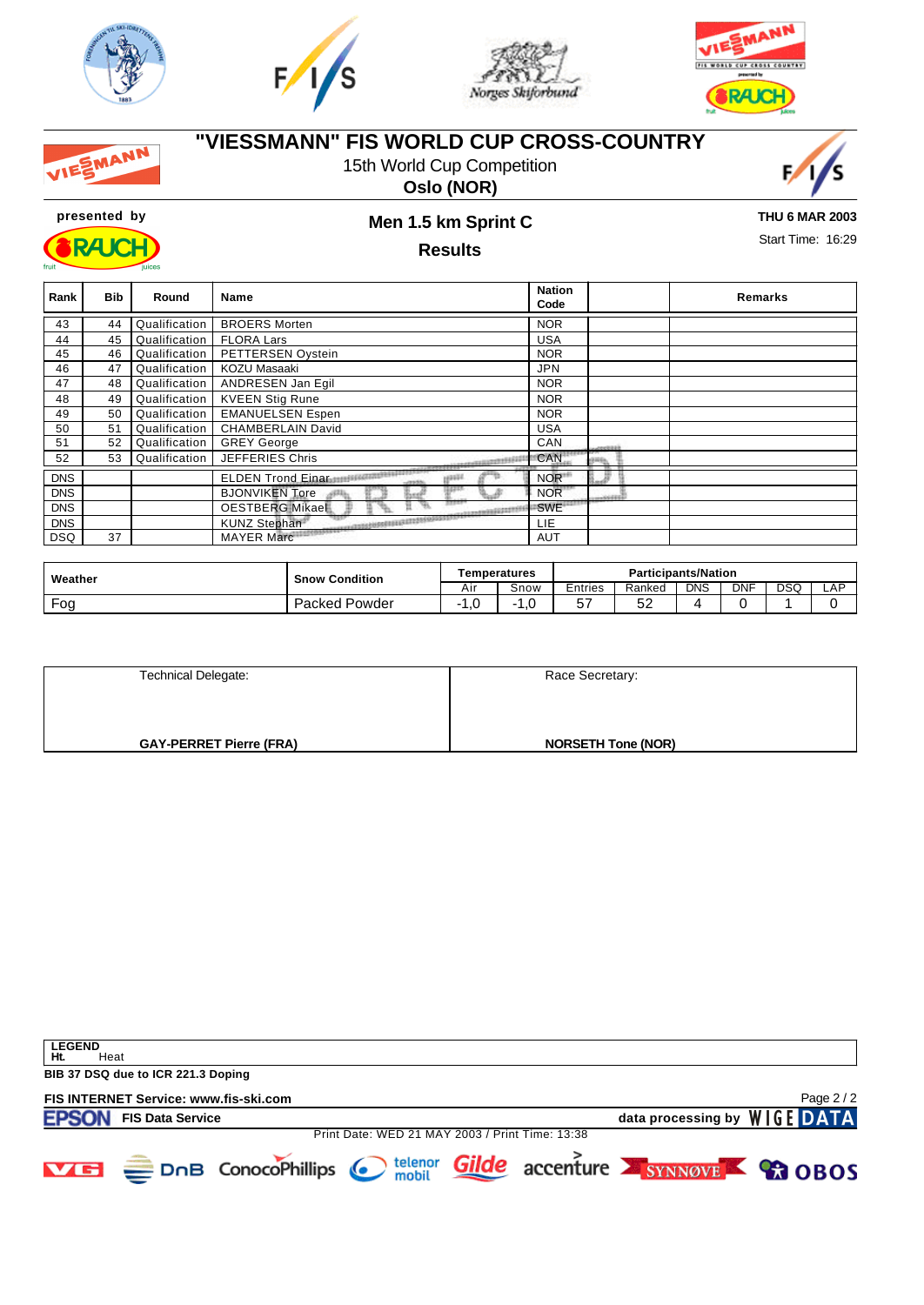# "VIESSMANN" FIS WORLD CUP CROSS-COUNTRY

15th World Cup Competition

**Oslo (NOR)**

presented by

## Men 1.5 km Sprint C

### Results

**THU 6 MAR 2003**

Start Time: 16:29

| Rank | Bib | Round | Name | Nation Code | | Remarks |
|---|---|---|---|---|---|---|
| 43 | 44 | Qualification | BROERS Morten | NOR | | |
| 44 | 45 | Qualification | FLORA Lars | USA | | |
| 45 | 46 | Qualification | PETTERSEN Oystein | NOR | | |
| 46 | 47 | Qualification | KOZU Masaaki | JPN | | |
| 47 | 48 | Qualification | ANDRESEN Jan Egil | NOR | | |
| 48 | 49 | Qualification | KVEEN Stig Rune | NOR | | |
| 49 | 50 | Qualification | EMANUELSEN Espen | NOR | | |
| 50 | 51 | Qualification | CHAMBERLAIN David | USA | | |
| 51 | 52 | Qualification | GREY George | CAN | | |
| 52 | 53 | Qualification | JEFFERIES Chris | CAN | | |
| DNS | | | ELDEN Trond Einar | NOR | | |
| DNS | | | BJONVIKEN Tore | NOR | | |
| DNS | | | OESTBERG Mikael | SWE | | |
| DNS | | | KUNZ Stephan | LIE | | |
| DSQ | 37 | | MAYER Marc | AUT | | |

CORRECTED

| Weather | Snow Condition | Temperatures | | Participants/Nation | | | | | |
|---|---|---|---|---|---|---|---|---|---|
| | | Air | Snow | Entries | Ranked | DNS | DNF | DSQ | LAP |
| Fog | Packed Powder | -1,0 | -1,0 | 57 | 52 | 4 | 0 | 1 | 0 |

| Technical Delegate: | Race Secretary: |
|---|---|
| **GAY-PERRET Pierre (FRA)** | **NORSETH Tone (NOR)** |

**LEGEND**
**Ht.** Heat

**BIB 37 DSQ due to ICR 221.3 Doping**

**FIS INTERNET Service: www.fis-ski.com**

**FIS Data Service** — **data processing by** WIGE DATA

Print Date: WED 21 MAY 2003 / Print Time: 13:38